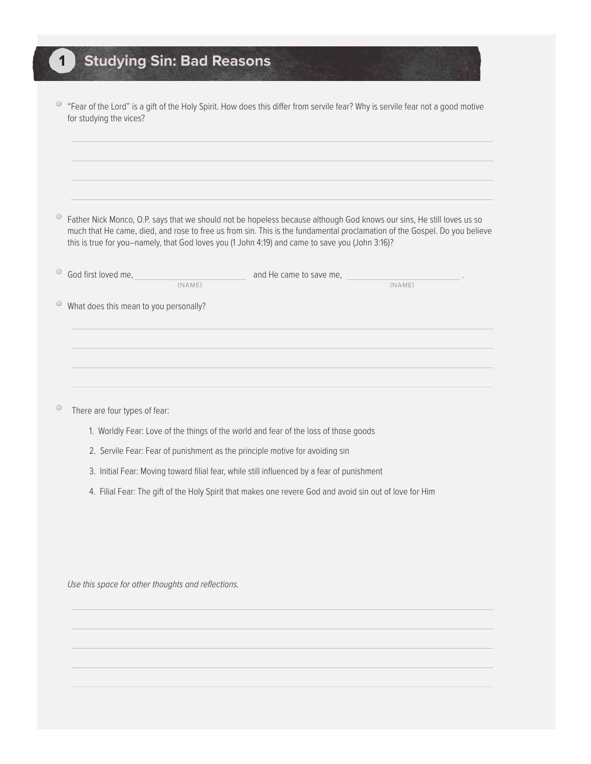# 1 Studying Sin: Bad Reasons

- "Fear of the Lord" is a gift of the Holy Spirit. How does this differ from servile fear? Why is servile fear not a good motive for studying the vices?

- Father Nick Monco, O.P. says that we should not be hopeless because although God knows our sins, He still loves us so much that He came, died, and rose to free us from sin. This is the fundamental proclamation of the Gospel. Do you believe this is true for you–namely, that God loves you (1 John 4:19) and came to save you (John 3:16)?

- God first loved me, ________________ (NAME) and He came to save me, ________________ (NAME).

- What does this mean to you personally?

- There are four types of fear:

  1. Worldly Fear: Love of the things of the world and fear of the loss of those goods
  2. Servile Fear: Fear of punishment as the principle motive for avoiding sin
  3. Initial Fear: Moving toward filial fear, while still influenced by a fear of punishment
  4. Filial Fear: The gift of the Holy Spirit that makes one revere God and avoid sin out of love for Him

*Use this space for other thoughts and reflections.*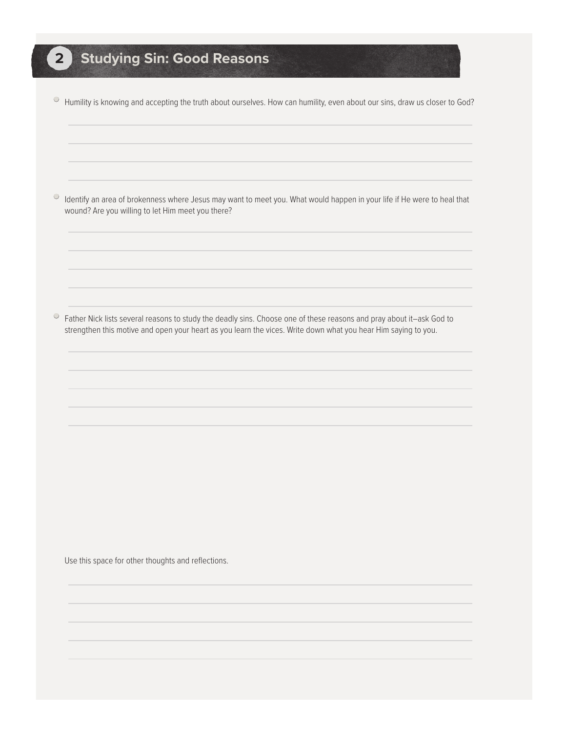## 2 Studying Sin: Good Reasons

- Humility is knowing and accepting the truth about ourselves. How can humility, even about our sins, draw us closer to God?

- Identify an area of brokenness where Jesus may want to meet you. What would happen in your life if He were to heal that wound? Are you willing to let Him meet you there?

- Father Nick lists several reasons to study the deadly sins. Choose one of these reasons and pray about it—ask God to strengthen this motive and open your heart as you learn the vices. Write down what you hear Him saying to you.

Use this space for other thoughts and reflections.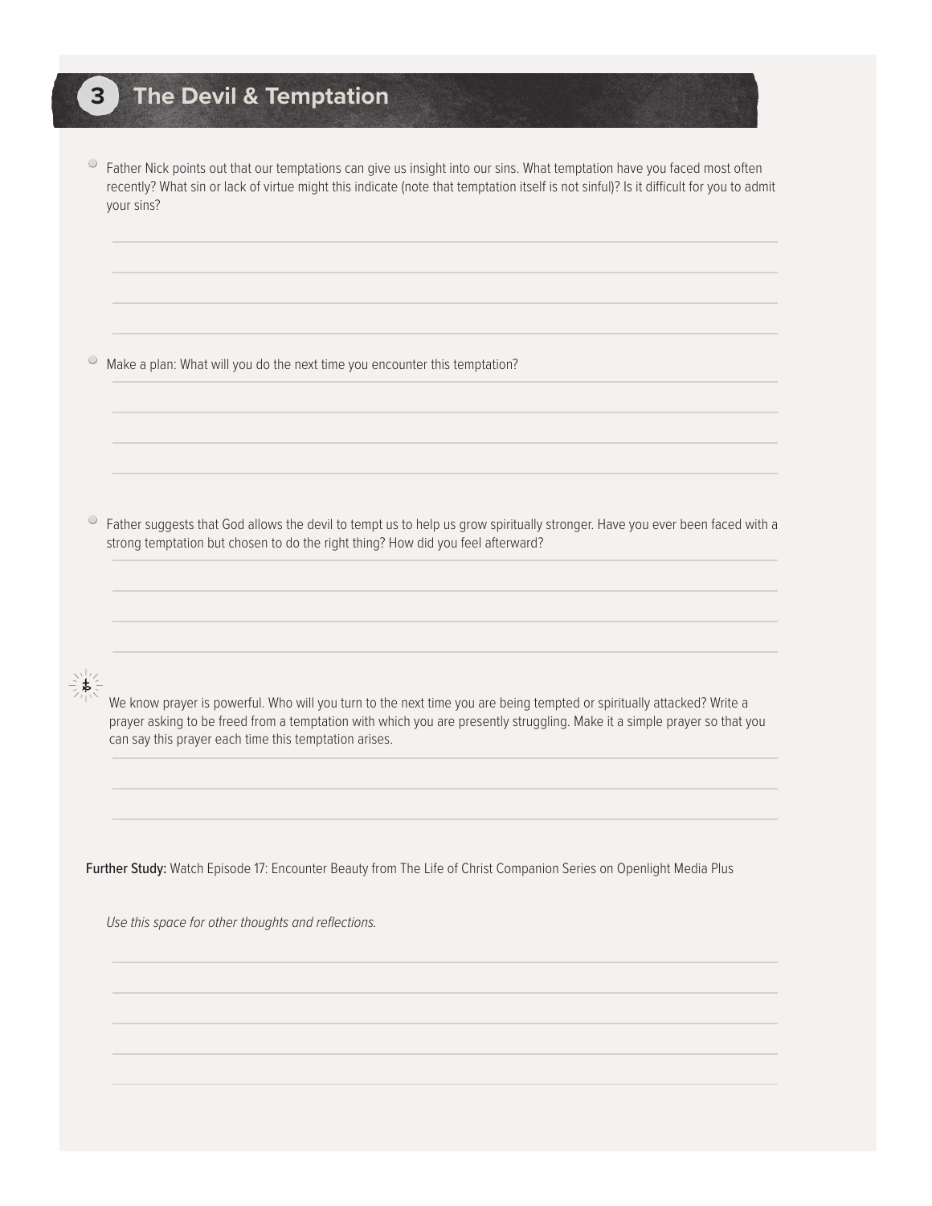## 3 The Devil & Temptation

- Father Nick points out that our temptations can give us insight into our sins. What temptation have you faced most often recently? What sin or lack of virtue might this indicate (note that temptation itself is not sinful)? Is it difficult for you to admit your sins?

- Make a plan: What will you do the next time you encounter this temptation?

- Father suggests that God allows the devil to tempt us to help us grow spiritually stronger. Have you ever been faced with a strong temptation but chosen to do the right thing? How did you feel afterward?

We know prayer is powerful. Who will you turn to the next time you are being tempted or spiritually attacked? Write a prayer asking to be freed from a temptation with which you are presently struggling. Make it a simple prayer so that you can say this prayer each time this temptation arises.

**Further Study:** Watch Episode 17: Encounter Beauty from The Life of Christ Companion Series on Openlight Media Plus

*Use this space for other thoughts and reflections.*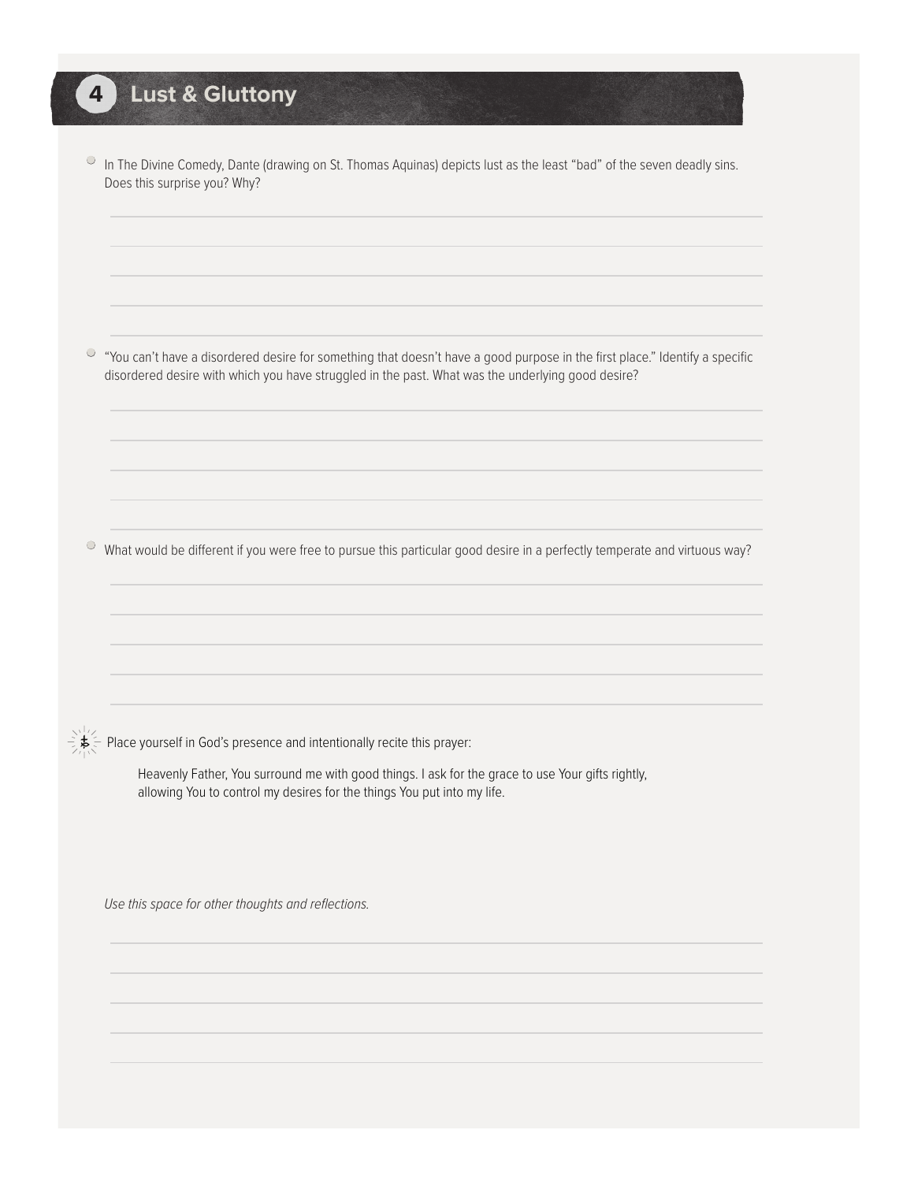# 4 Lust & Gluttony

- In The Divine Comedy, Dante (drawing on St. Thomas Aquinas) depicts lust as the least "bad" of the seven deadly sins. Does this surprise you? Why?

- "You can't have a disordered desire for something that doesn't have a good purpose in the first place." Identify a specific disordered desire with which you have struggled in the past. What was the underlying good desire?

- What would be different if you were free to pursue this particular good desire in a perfectly temperate and virtuous way?

Place yourself in God's presence and intentionally recite this prayer:

> Heavenly Father, You surround me with good things. I ask for the grace to use Your gifts rightly, allowing You to control my desires for the things You put into my life.

*Use this space for other thoughts and reflections.*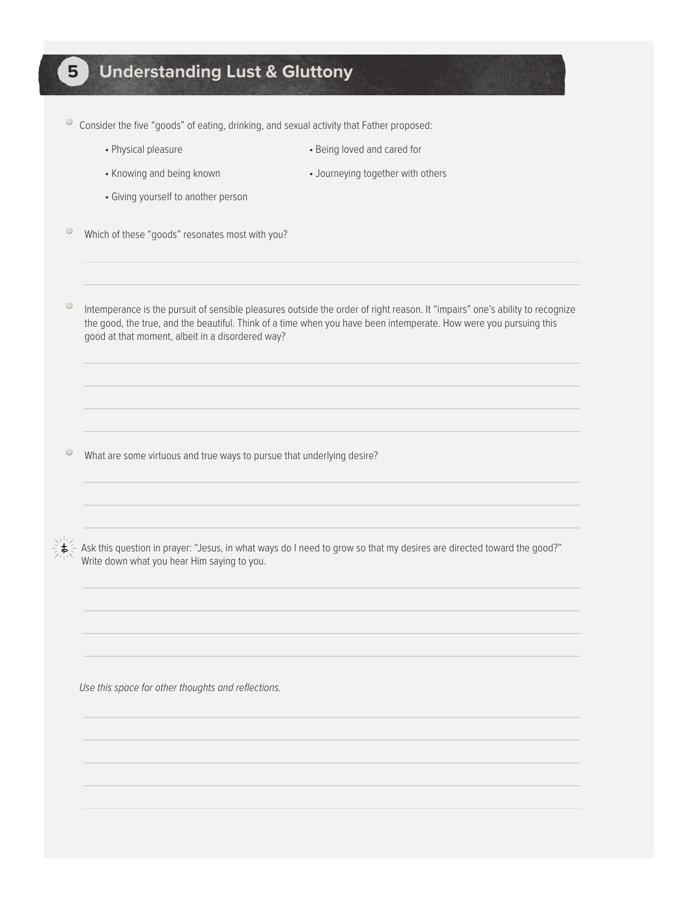## 5 Understanding Lust & Gluttony

- Consider the five "goods" of eating, drinking, and sexual activity that Father proposed:
  - Physical pleasure
  - Being loved and cared for
  - Knowing and being known
  - Journeying together with others
  - Giving yourself to another person

- Which of these "goods" resonates most with you?

- Intemperance is the pursuit of sensible pleasures outside the order of right reason. It "impairs" one's ability to recognize the good, the true, and the beautiful. Think of a time when you have been intemperate. How were you pursuing this good at that moment, albeit in a disordered way?

- What are some virtuous and true ways to pursue that underlying desire?

- Ask this question in prayer: "Jesus, in what ways do I need to grow so that my desires are directed toward the good?" Write down what you hear Him saying to you.

*Use this space for other thoughts and reflections.*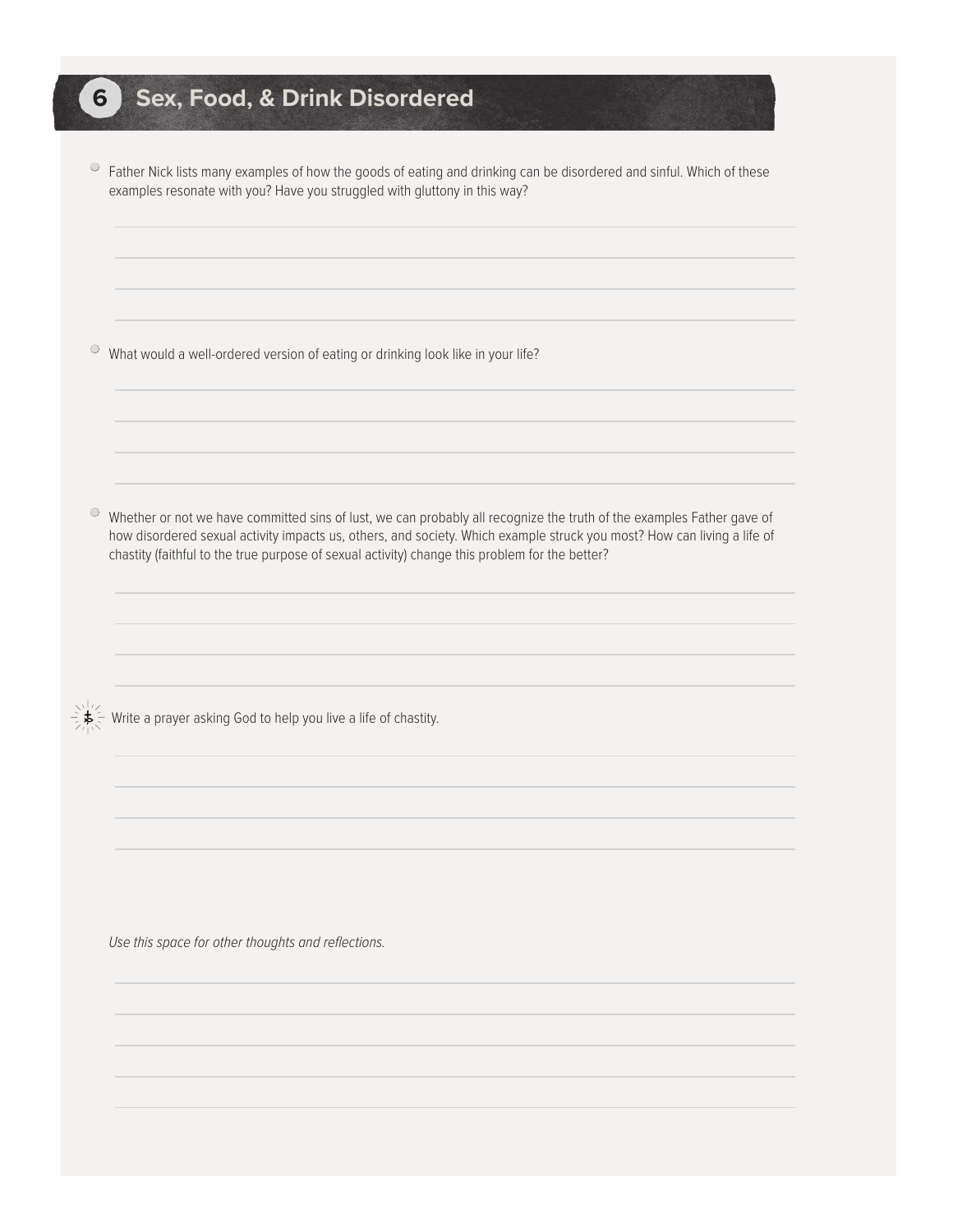# 6 Sex, Food, & Drink Disordered

- Father Nick lists many examples of how the goods of eating and drinking can be disordered and sinful. Which of these examples resonate with you? Have you struggled with gluttony in this way?

- What would a well-ordered version of eating or drinking look like in your life?

- Whether or not we have committed sins of lust, we can probably all recognize the truth of the examples Father gave of how disordered sexual activity impacts us, others, and society. Which example struck you most? How can living a life of chastity (faithful to the true purpose of sexual activity) change this problem for the better?

- Write a prayer asking God to help you live a life of chastity.

*Use this space for other thoughts and reflections.*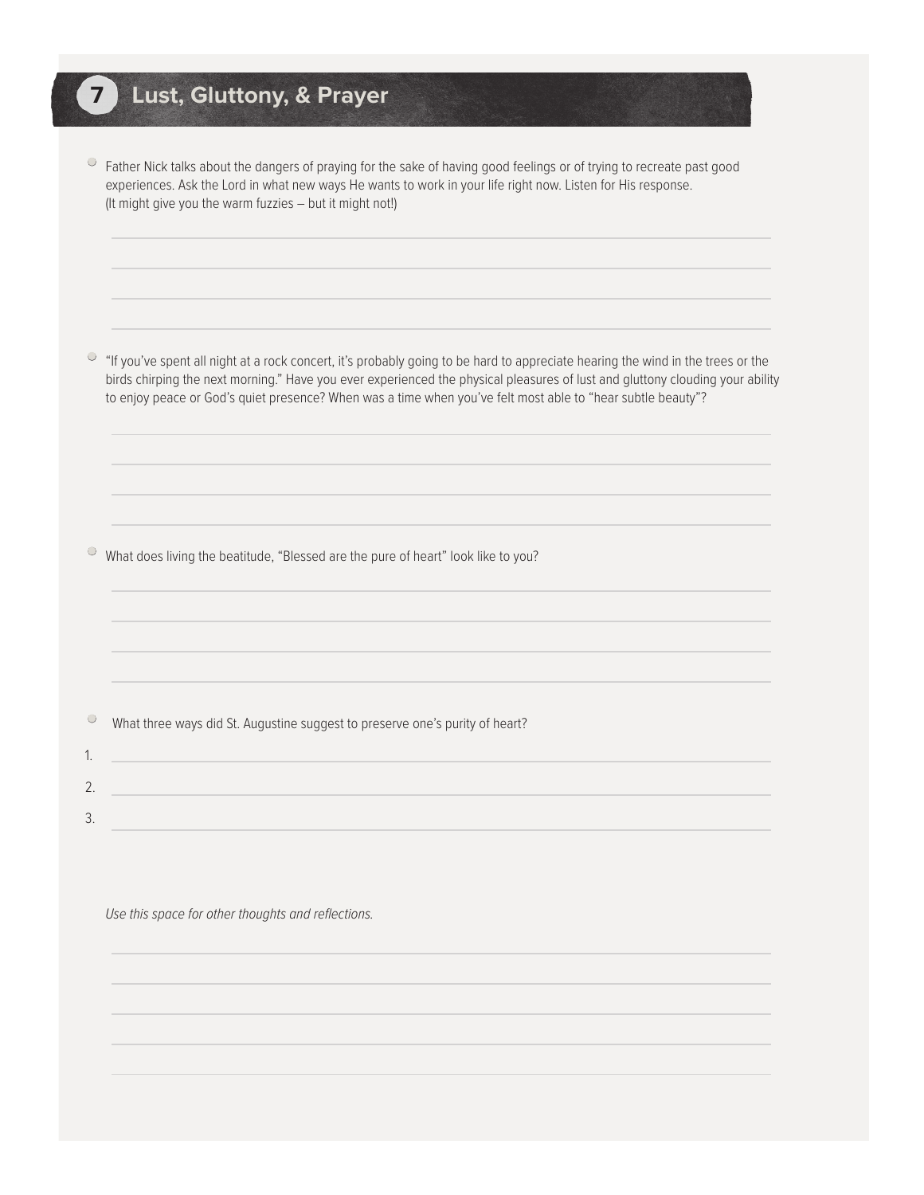# 7 Lust, Gluttony, & Prayer

- Father Nick talks about the dangers of praying for the sake of having good feelings or of trying to recreate past good experiences. Ask the Lord in what new ways He wants to work in your life right now. Listen for His response. (It might give you the warm fuzzies – but it might not!)

- "If you've spent all night at a rock concert, it's probably going to be hard to appreciate hearing the wind in the trees or the birds chirping the next morning." Have you ever experienced the physical pleasures of lust and gluttony clouding your ability to enjoy peace or God's quiet presence? When was a time when you've felt most able to "hear subtle beauty"?

- What does living the beatitude, "Blessed are the pure of heart" look like to you?

- What three ways did St. Augustine suggest to preserve one's purity of heart?

1.
2.
3.

*Use this space for other thoughts and reflections.*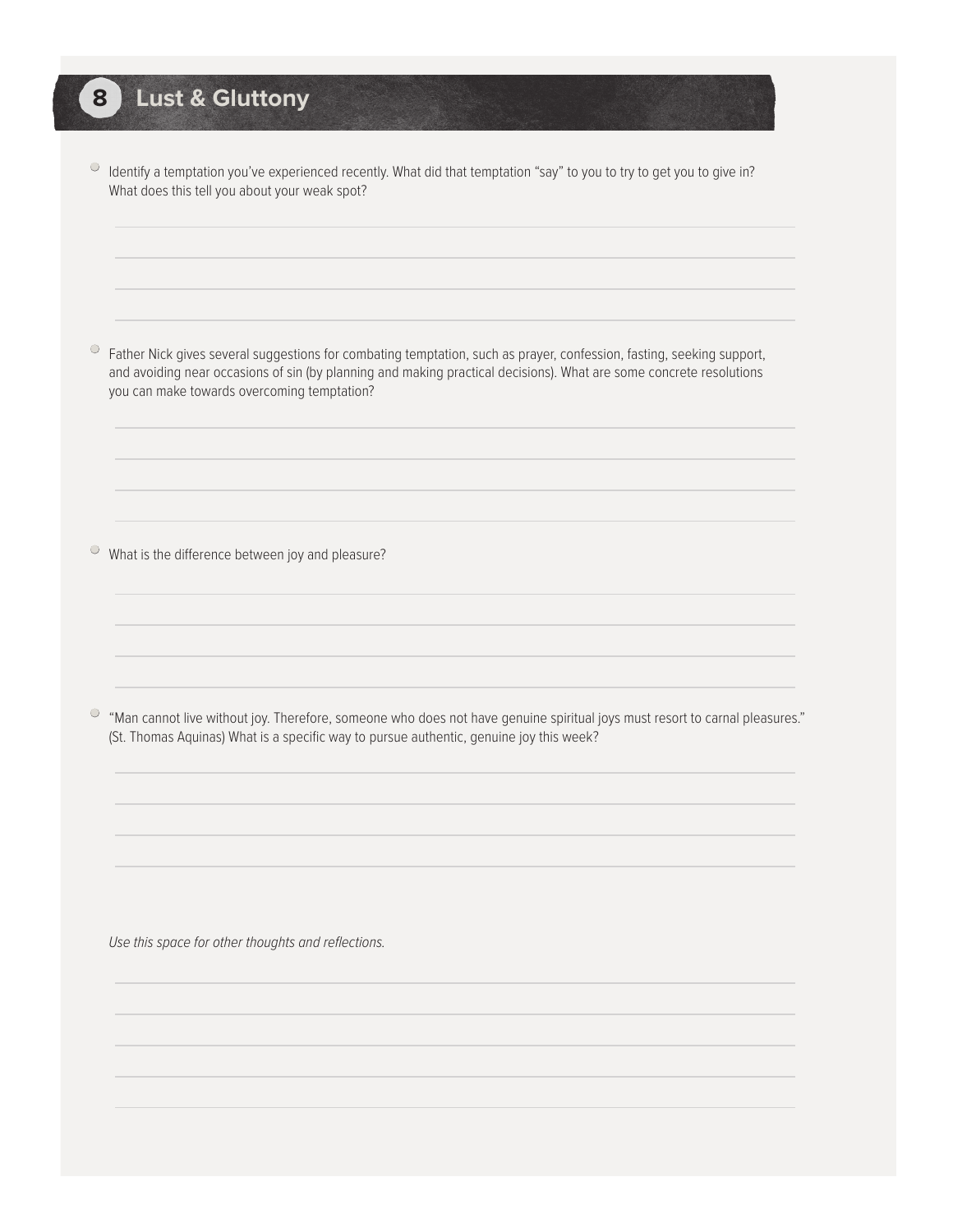# 8 Lust & Gluttony

- Identify a temptation you've experienced recently. What did that temptation "say" to you to try to get you to give in? What does this tell you about your weak spot?

- Father Nick gives several suggestions for combating temptation, such as prayer, confession, fasting, seeking support, and avoiding near occasions of sin (by planning and making practical decisions). What are some concrete resolutions you can make towards overcoming temptation?

- What is the difference between joy and pleasure?

- "Man cannot live without joy. Therefore, someone who does not have genuine spiritual joys must resort to carnal pleasures." (St. Thomas Aquinas) What is a specific way to pursue authentic, genuine joy this week?

*Use this space for other thoughts and reflections.*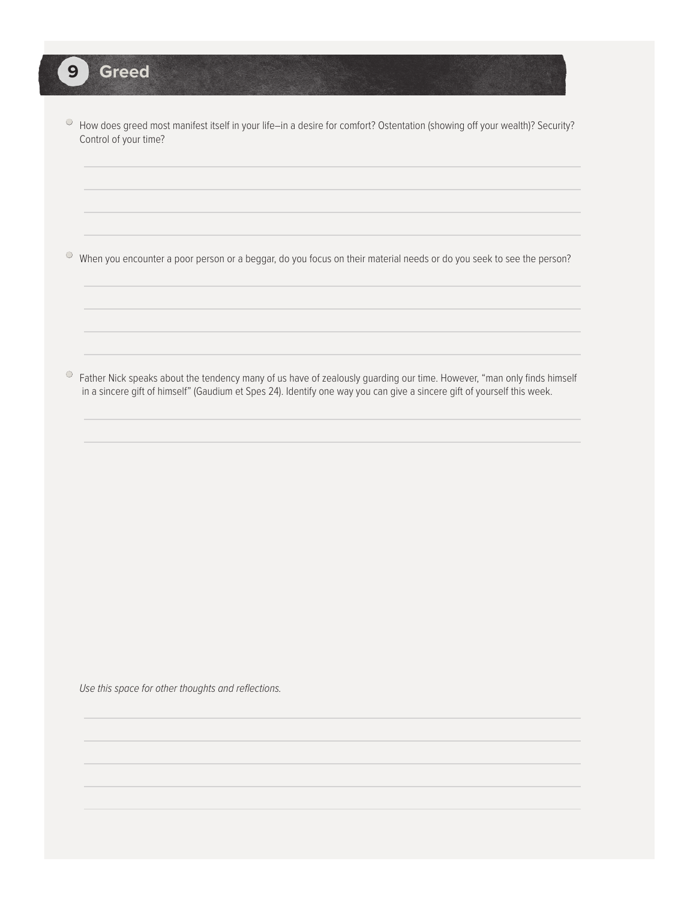## 9 Greed

- How does greed most manifest itself in your life–in a desire for comfort? Ostentation (showing off your wealth)? Security? Control of your time?

- When you encounter a poor person or a beggar, do you focus on their material needs or do you seek to see the person?

- Father Nick speaks about the tendency many of us have of zealously guarding our time. However, "man only finds himself in a sincere gift of himself" (Gaudium et Spes 24). Identify one way you can give a sincere gift of yourself this week.

*Use this space for other thoughts and reflections.*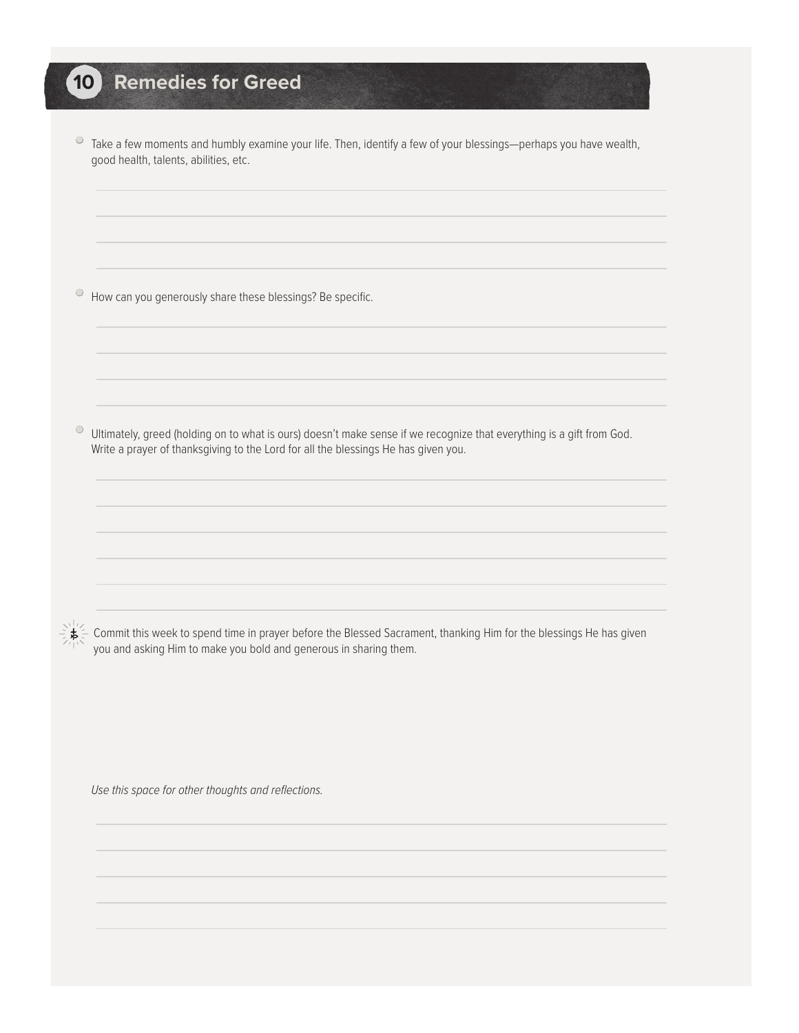## 10 Remedies for Greed

- Take a few moments and humbly examine your life. Then, identify a few of your blessings—perhaps you have wealth, good health, talents, abilities, etc.

- How can you generously share these blessings? Be specific.

- Ultimately, greed (holding on to what is ours) doesn't make sense if we recognize that everything is a gift from God. Write a prayer of thanksgiving to the Lord for all the blessings He has given you.

Commit this week to spend time in prayer before the Blessed Sacrament, thanking Him for the blessings He has given you and asking Him to make you bold and generous in sharing them.

*Use this space for other thoughts and reflections.*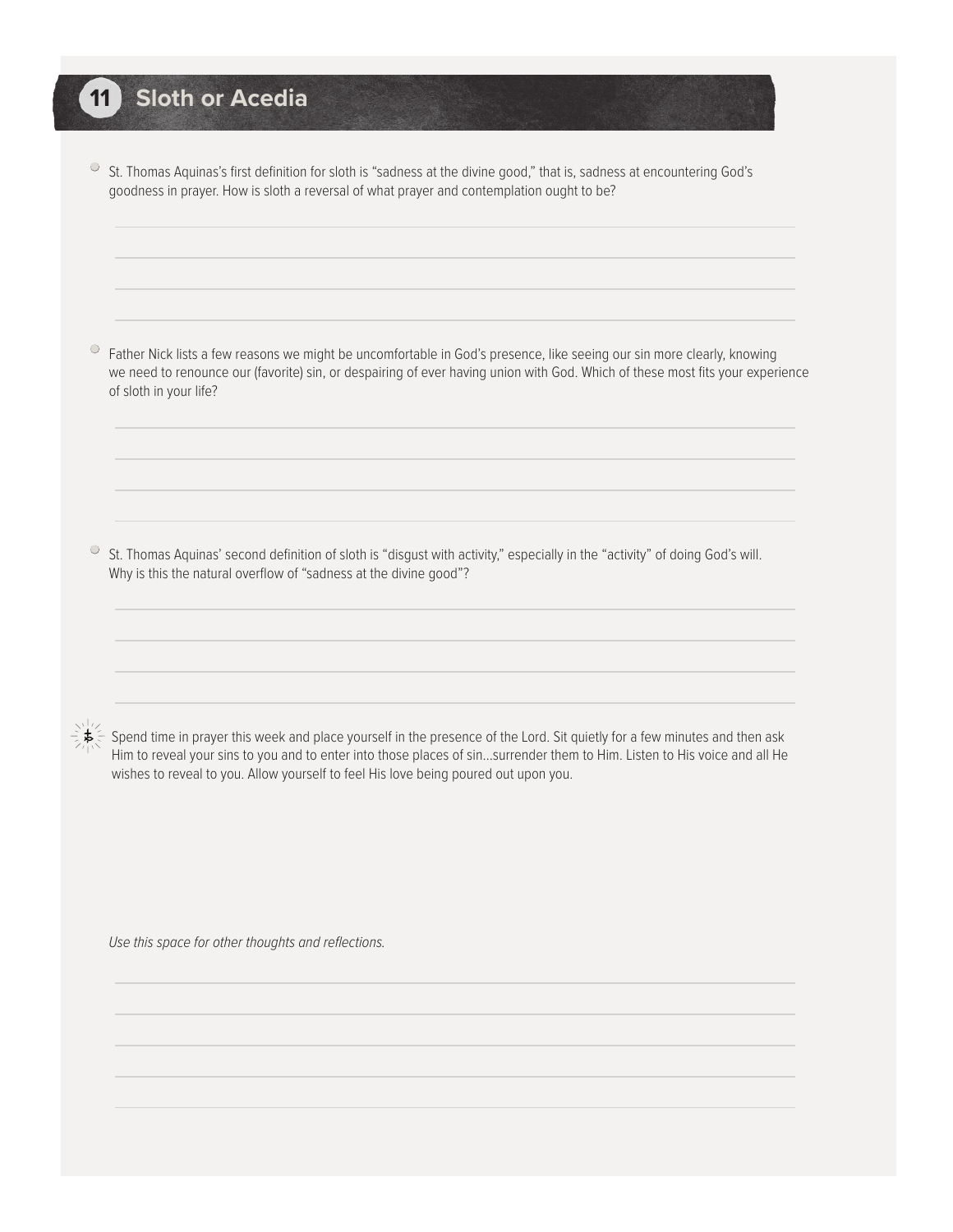# 11 Sloth or Acedia

- St. Thomas Aquinas's first definition for sloth is "sadness at the divine good," that is, sadness at encountering God's goodness in prayer. How is sloth a reversal of what prayer and contemplation ought to be?

- Father Nick lists a few reasons we might be uncomfortable in God's presence, like seeing our sin more clearly, knowing we need to renounce our (favorite) sin, or despairing of ever having union with God. Which of these most fits your experience of sloth in your life?

- St. Thomas Aquinas' second definition of sloth is "disgust with activity," especially in the "activity" of doing God's will. Why is this the natural overflow of "sadness at the divine good"?

Spend time in prayer this week and place yourself in the presence of the Lord. Sit quietly for a few minutes and then ask Him to reveal your sins to you and to enter into those places of sin...surrender them to Him. Listen to His voice and all He wishes to reveal to you. Allow yourself to feel His love being poured out upon you.

*Use this space for other thoughts and reflections.*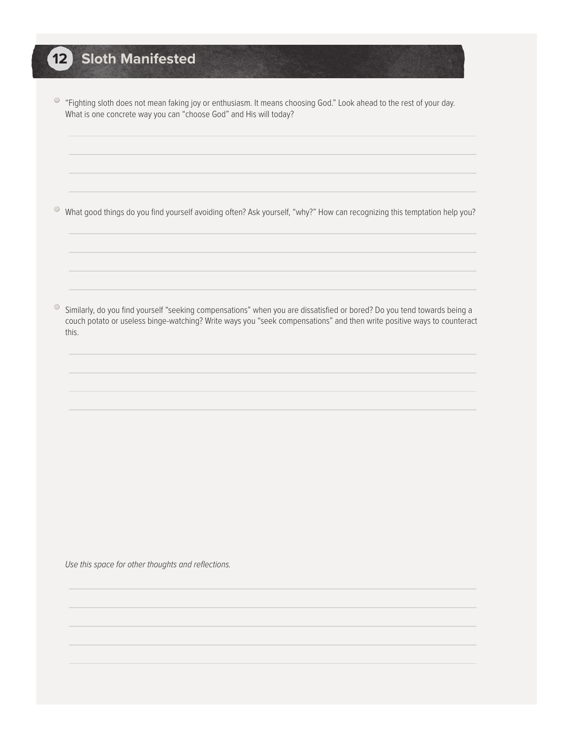# 12 Sloth Manifested

- "Fighting sloth does not mean faking joy or enthusiasm. It means choosing God." Look ahead to the rest of your day. What is one concrete way you can "choose God" and His will today?

- What good things do you find yourself avoiding often? Ask yourself, "why?" How can recognizing this temptation help you?

- Similarly, do you find yourself "seeking compensations" when you are dissatisfied or bored? Do you tend towards being a couch potato or useless binge-watching? Write ways you "seek compensations" and then write positive ways to counteract this.

*Use this space for other thoughts and reflections.*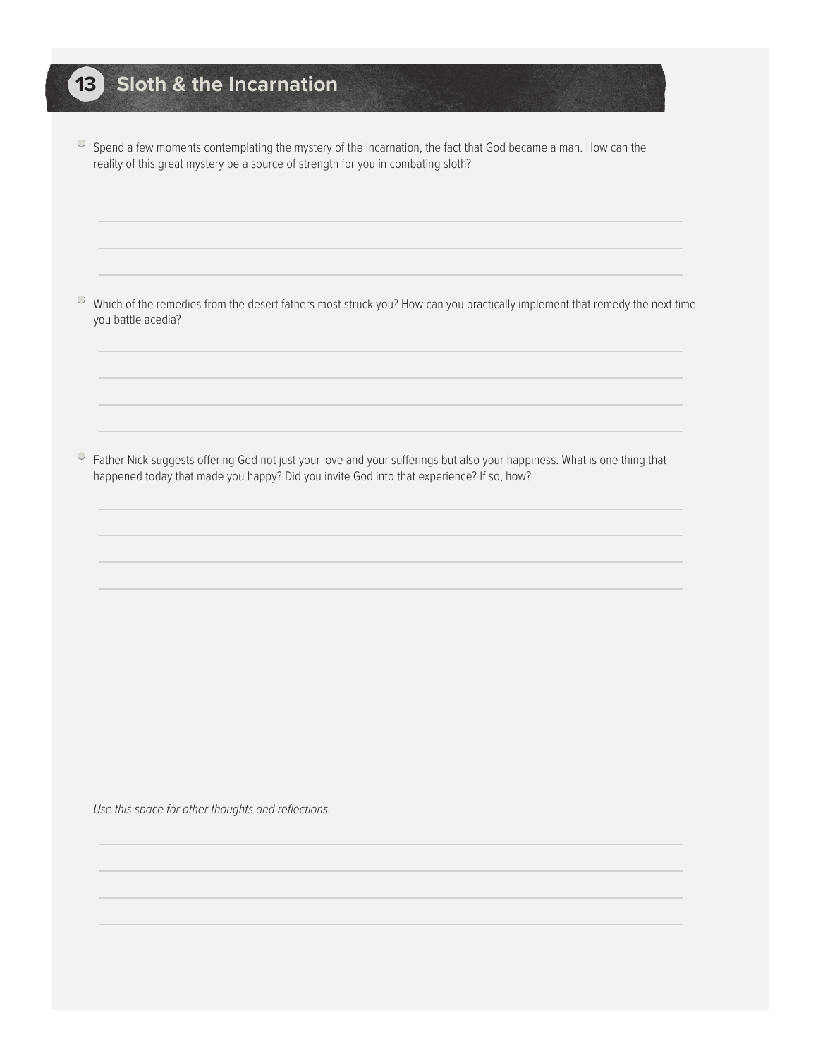## 13 Sloth & the Incarnation

- Spend a few moments contemplating the mystery of the Incarnation, the fact that God became a man. How can the reality of this great mystery be a source of strength for you in combating sloth?

- Which of the remedies from the desert fathers most struck you? How can you practically implement that remedy the next time you battle acedia?

- Father Nick suggests offering God not just your love and your sufferings but also your happiness. What is one thing that happened today that made you happy? Did you invite God into that experience? If so, how?

*Use this space for other thoughts and reflections.*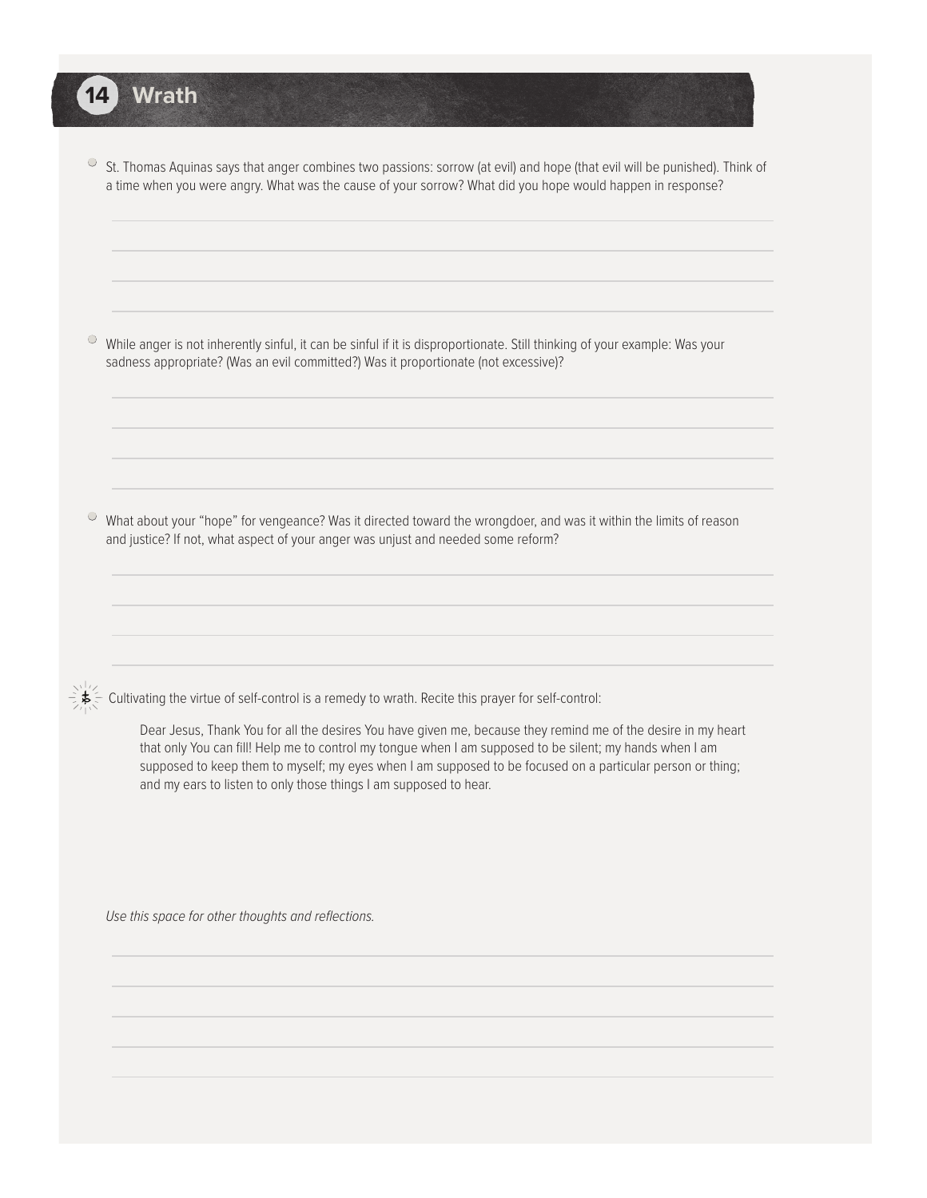## 14 Wrath

- St. Thomas Aquinas says that anger combines two passions: sorrow (at evil) and hope (that evil will be punished). Think of a time when you were angry. What was the cause of your sorrow? What did you hope would happen in response?

- While anger is not inherently sinful, it can be sinful if it is disproportionate. Still thinking of your example: Was your sadness appropriate? (Was an evil committed?) Was it proportionate (not excessive)?

- What about your "hope" for vengeance? Was it directed toward the wrongdoer, and was it within the limits of reason and justice? If not, what aspect of your anger was unjust and needed some reform?

Cultivating the virtue of self-control is a remedy to wrath. Recite this prayer for self-control:

> Dear Jesus, Thank You for all the desires You have given me, because they remind me of the desire in my heart that only You can fill! Help me to control my tongue when I am supposed to be silent; my hands when I am supposed to keep them to myself; my eyes when I am supposed to be focused on a particular person or thing; and my ears to listen to only those things I am supposed to hear.

*Use this space for other thoughts and reflections.*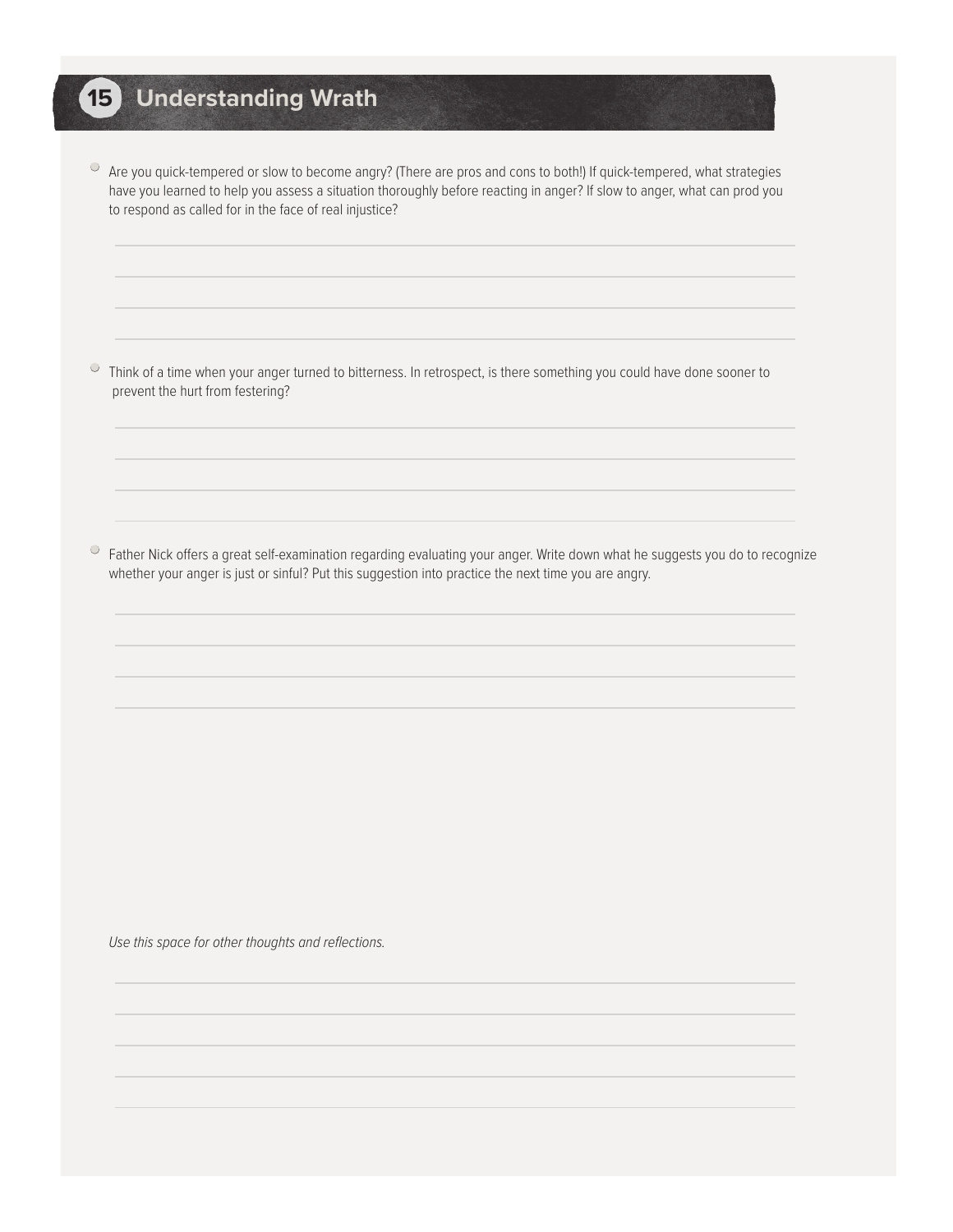## 15 Understanding Wrath

- Are you quick-tempered or slow to become angry? (There are pros and cons to both!) If quick-tempered, what strategies have you learned to help you assess a situation thoroughly before reacting in anger? If slow to anger, what can prod you to respond as called for in the face of real injustice?

- Think of a time when your anger turned to bitterness. In retrospect, is there something you could have done sooner to prevent the hurt from festering?

- Father Nick offers a great self-examination regarding evaluating your anger. Write down what he suggests you do to recognize whether your anger is just or sinful? Put this suggestion into practice the next time you are angry.

*Use this space for other thoughts and reflections.*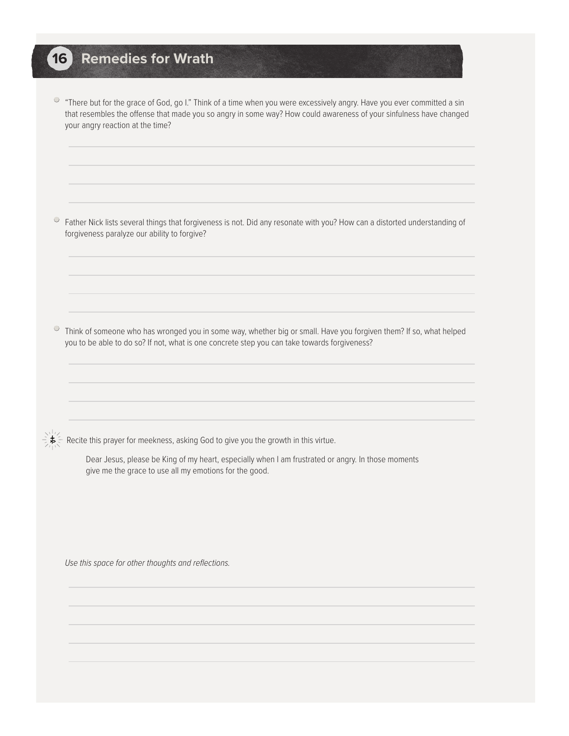# 16 Remedies for Wrath

- "There but for the grace of God, go I." Think of a time when you were excessively angry. Have you ever committed a sin that resembles the offense that made you so angry in some way? How could awareness of your sinfulness have changed your angry reaction at the time?

- Father Nick lists several things that forgiveness is not. Did any resonate with you? How can a distorted understanding of forgiveness paralyze our ability to forgive?

- Think of someone who has wronged you in some way, whether big or small. Have you forgiven them? If so, what helped you to be able to do so? If not, what is one concrete step you can take towards forgiveness?

Recite this prayer for meekness, asking God to give you the growth in this virtue.

> Dear Jesus, please be King of my heart, especially when I am frustrated or angry. In those moments give me the grace to use all my emotions for the good.

*Use this space for other thoughts and reflections.*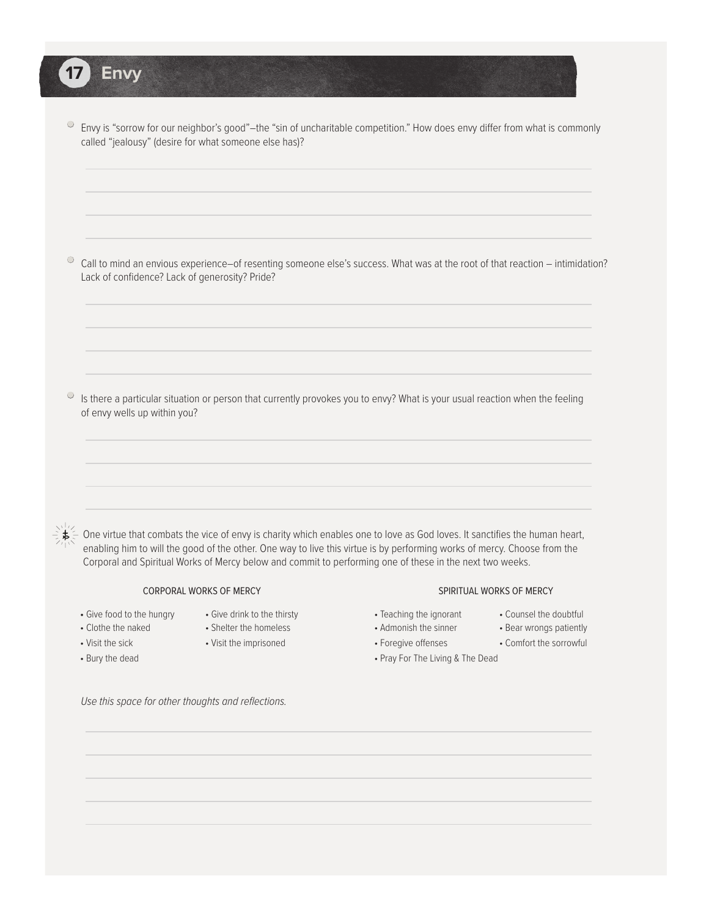# 17 Envy

- Envy is "sorrow for our neighbor's good"–the "sin of uncharitable competition." How does envy differ from what is commonly called "jealousy" (desire for what someone else has)?

- Call to mind an envious experience–of resenting someone else's success. What was at the root of that reaction – intimidation? Lack of confidence? Lack of generosity? Pride?

- Is there a particular situation or person that currently provokes you to envy? What is your usual reaction when the feeling of envy wells up within you?

One virtue that combats the vice of envy is charity which enables one to love as God loves. It sanctifies the human heart, enabling him to will the good of the other. One way to live this virtue is by performing works of mercy. Choose from the Corporal and Spiritual Works of Mercy below and commit to performing one of these in the next two weeks.

**CORPORAL WORKS OF MERCY**

- Give food to the hungry
- Give drink to the thirsty
- Clothe the naked
- Shelter the homeless
- Visit the sick
- Visit the imprisoned
- Bury the dead

**SPIRITUAL WORKS OF MERCY**

- Teaching the ignorant
- Counsel the doubtful
- Admonish the sinner
- Bear wrongs patiently
- Foregive offenses
- Comfort the sorrowful
- Pray For The Living & The Dead

*Use this space for other thoughts and reflections.*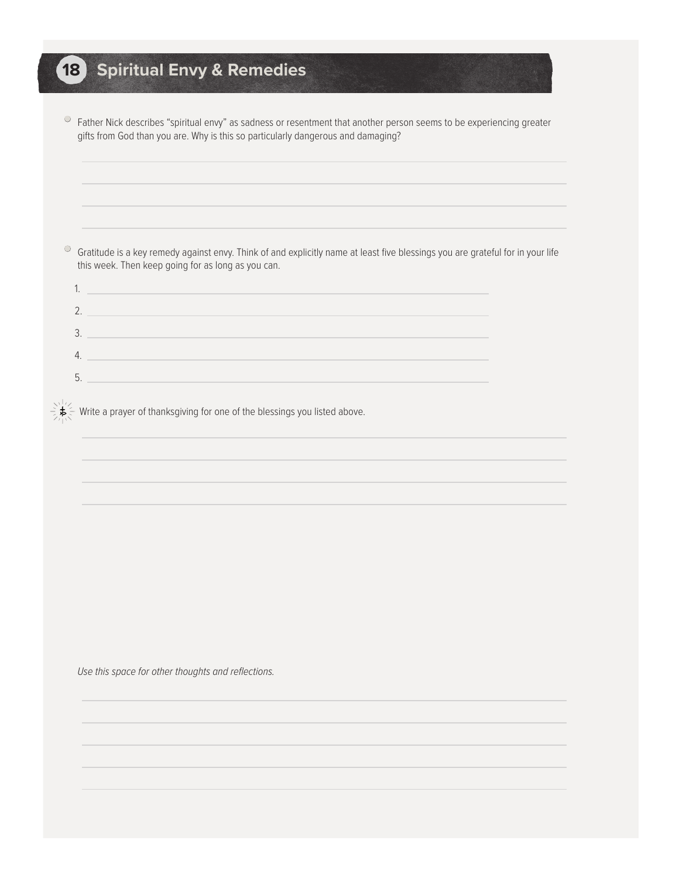## 18 Spiritual Envy & Remedies

- Father Nick describes "spiritual envy" as sadness or resentment that another person seems to be experiencing greater gifts from God than you are. Why is this so particularly dangerous and damaging?

- Gratitude is a key remedy against envy. Think of and explicitly name at least five blessings you are grateful for in your life this week. Then keep going for as long as you can.

  1.
  2.
  3.
  4.
  5.

Write a prayer of thanksgiving for one of the blessings you listed above.

*Use this space for other thoughts and reflections.*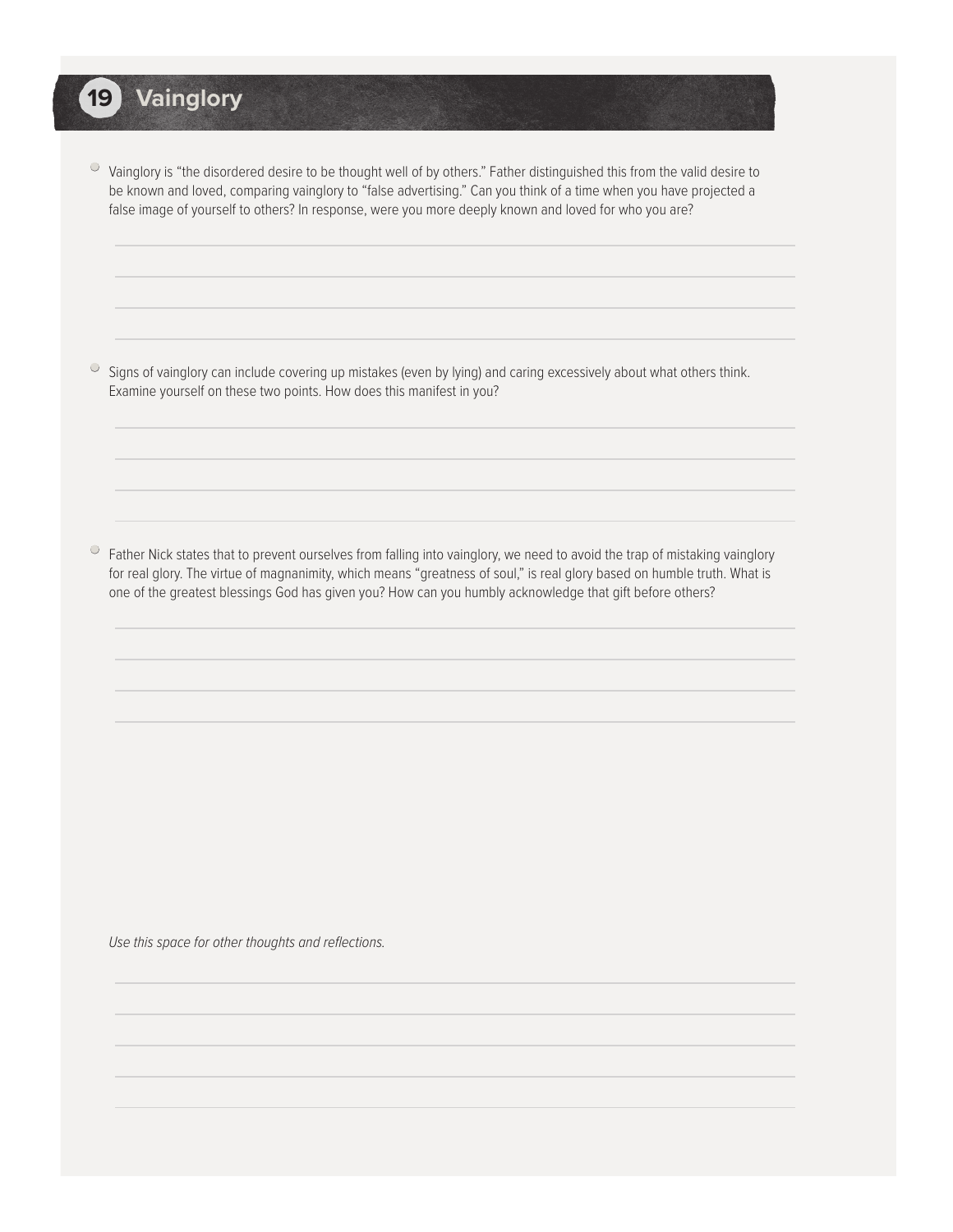# 19 Vainglory

- Vainglory is "the disordered desire to be thought well of by others." Father distinguished this from the valid desire to be known and loved, comparing vainglory to "false advertising." Can you think of a time when you have projected a false image of yourself to others? In response, were you more deeply known and loved for who you are?

- Signs of vainglory can include covering up mistakes (even by lying) and caring excessively about what others think. Examine yourself on these two points. How does this manifest in you?

- Father Nick states that to prevent ourselves from falling into vainglory, we need to avoid the trap of mistaking vainglory for real glory. The virtue of magnanimity, which means "greatness of soul," is real glory based on humble truth. What is one of the greatest blessings God has given you? How can you humbly acknowledge that gift before others?

*Use this space for other thoughts and reflections.*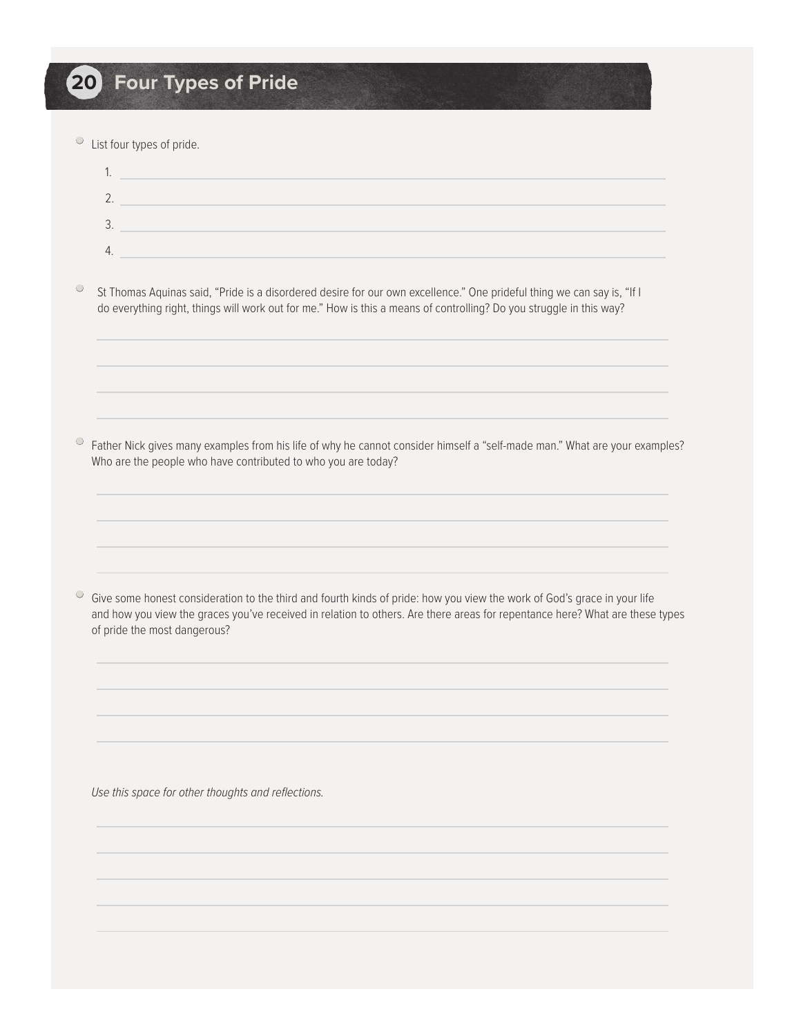## 20 Four Types of Pride

- List four types of pride.

  1. 
  2. 
  3. 
  4. 

- St Thomas Aquinas said, "Pride is a disordered desire for our own excellence." One prideful thing we can say is, "If I do everything right, things will work out for me." How is this a means of controlling? Do you struggle in this way?

- Father Nick gives many examples from his life of why he cannot consider himself a "self-made man." What are your examples? Who are the people who have contributed to who you are today?

- Give some honest consideration to the third and fourth kinds of pride: how you view the work of God's grace in your life and how you view the graces you've received in relation to others. Are there areas for repentance here? What are these types of pride the most dangerous?

*Use this space for other thoughts and reflections.*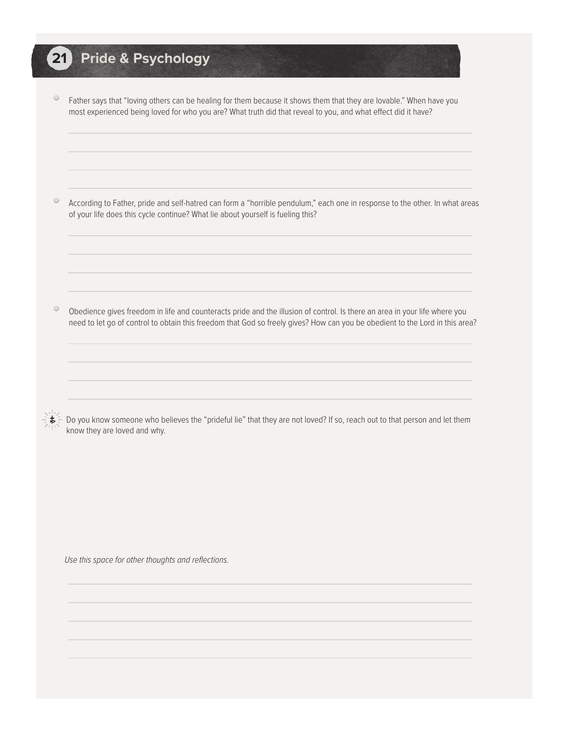## 21 Pride & Psychology

- Father says that "loving others can be healing for them because it shows them that they are lovable." When have you most experienced being loved for who you are? What truth did that reveal to you, and what effect did it have?

- According to Father, pride and self-hatred can form a "horrible pendulum," each one in response to the other. In what areas of your life does this cycle continue? What lie about yourself is fueling this?

- Obedience gives freedom in life and counteracts pride and the illusion of control. Is there an area in your life where you need to let go of control to obtain this freedom that God so freely gives? How can you be obedient to the Lord in this area?

Do you know someone who believes the "prideful lie" that they are not loved? If so, reach out to that person and let them know they are loved and why.

*Use this space for other thoughts and reflections.*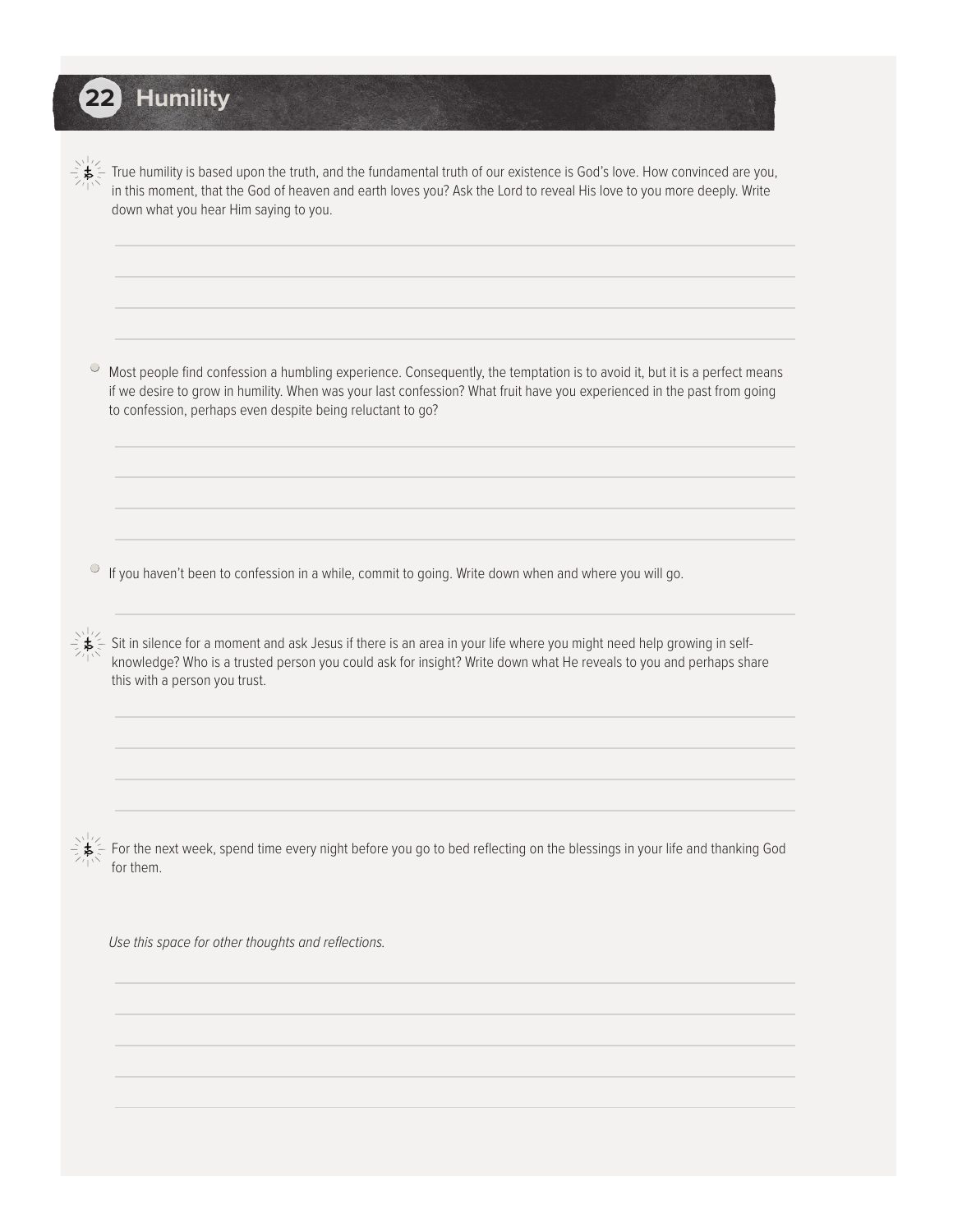# 22 Humility

- True humility is based upon the truth, and the fundamental truth of our existence is God's love. How convinced are you, in this moment, that the God of heaven and earth loves you? Ask the Lord to reveal His love to you more deeply. Write down what you hear Him saying to you.

- Most people find confession a humbling experience. Consequently, the temptation is to avoid it, but it is a perfect means if we desire to grow in humility. When was your last confession? What fruit have you experienced in the past from going to confession, perhaps even despite being reluctant to go?

- If you haven't been to confession in a while, commit to going. Write down when and where you will go.

- Sit in silence for a moment and ask Jesus if there is an area in your life where you might need help growing in self-knowledge? Who is a trusted person you could ask for insight? Write down what He reveals to you and perhaps share this with a person you trust.

- For the next week, spend time every night before you go to bed reflecting on the blessings in your life and thanking God for them.

*Use this space for other thoughts and reflections.*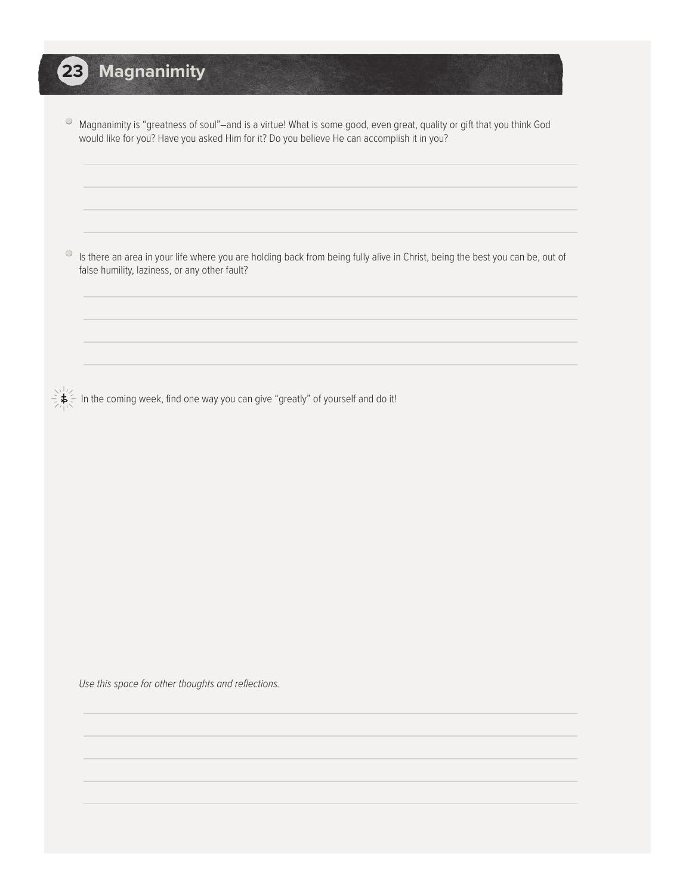## 23 Magnanimity

- Magnanimity is “greatness of soul”–and is a virtue! What is some good, even great, quality or gift that you think God would like for you? Have you asked Him for it? Do you believe He can accomplish it in you?

- Is there an area in your life where you are holding back from being fully alive in Christ, being the best you can be, out of false humility, laziness, or any other fault?

In the coming week, find one way you can give “greatly” of yourself and do it!

*Use this space for other thoughts and reflections.*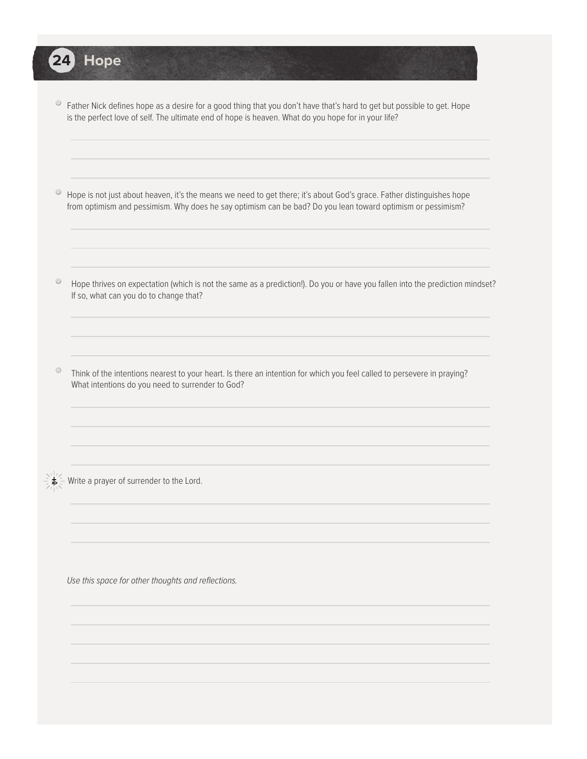## 24 Hope

- Father Nick defines hope as a desire for a good thing that you don't have that's hard to get but possible to get. Hope is the perfect love of self. The ultimate end of hope is heaven. What do you hope for in your life?

- Hope is not just about heaven, it's the means we need to get there; it's about God's grace. Father distinguishes hope from optimism and pessimism. Why does he say optimism can be bad? Do you lean toward optimism or pessimism?

- Hope thrives on expectation (which is not the same as a prediction!). Do you or have you fallen into the prediction mindset? If so, what can you do to change that?

- Think of the intentions nearest to your heart. Is there an intention for which you feel called to persevere in praying? What intentions do you need to surrender to God?

Write a prayer of surrender to the Lord.

*Use this space for other thoughts and reflections.*